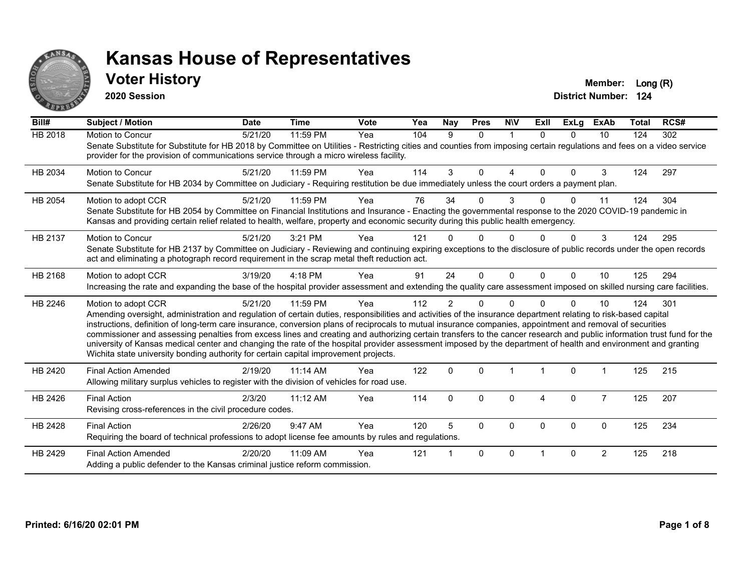# Kansas House of Representatives

## Voter History

**2020 Session**

**Member:** Long (R)
**District Number:** 124

| Bill# | Subject / Motion | Date | Time | Vote | Yea | Nay | Pres | N\V | ExII | ExLg | ExAb | Total | RCS# |
|---|---|---|---|---|---|---|---|---|---|---|---|---|---|
| HB 2018 | Motion to Concur | 5/21/20 | 11:59 PM | Yea | 104 | 9 | 0 | 1 | 0 | 0 | 10 | 124 | 302 |
| | Senate Substitute for Substitute for HB 2018 by Committee on Utilities - Restricting cities and counties from imposing certain regulations and fees on a video service provider for the provision of communications service through a micro wireless facility. | | | | | | | | | | | | |
| HB 2034 | Motion to Concur | 5/21/20 | 11:59 PM | Yea | 114 | 3 | 0 | 4 | 0 | 0 | 3 | 124 | 297 |
| | Senate Substitute for HB 2034 by Committee on Judiciary - Requiring restitution be due immediately unless the court orders a payment plan. | | | | | | | | | | | | |
| HB 2054 | Motion to adopt CCR | 5/21/20 | 11:59 PM | Yea | 76 | 34 | 0 | 3 | 0 | 0 | 11 | 124 | 304 |
| | Senate Substitute for HB 2054 by Committee on Financial Institutions and Insurance - Enacting the governmental response to the 2020 COVID-19 pandemic in Kansas and providing certain relief related to health, welfare, property and economic security during this public health emergency. | | | | | | | | | | | | |
| HB 2137 | Motion to Concur | 5/21/20 | 3:21 PM | Yea | 121 | 0 | 0 | 0 | 0 | 0 | 3 | 124 | 295 |
| | Senate Substitute for HB 2137 by Committee on Judiciary - Reviewing and continuing expiring exceptions to the disclosure of public records under the open records act and eliminating a photograph record requirement in the scrap metal theft reduction act. | | | | | | | | | | | | |
| HB 2168 | Motion to adopt CCR | 3/19/20 | 4:18 PM | Yea | 91 | 24 | 0 | 0 | 0 | 0 | 10 | 125 | 294 |
| | Increasing the rate and expanding the base of the hospital provider assessment and extending the quality care assessment imposed on skilled nursing care facilities. | | | | | | | | | | | | |
| HB 2246 | Motion to adopt CCR | 5/21/20 | 11:59 PM | Yea | 112 | 2 | 0 | 0 | 0 | 0 | 10 | 124 | 301 |
| | Amending oversight, administration and regulation of certain duties, responsibilities and activities of the insurance department relating to risk-based capital instructions, definition of long-term care insurance, conversion plans of reciprocals to mutual insurance companies, appointment and removal of securities commissioner and assessing penalties from excess lines and creating and authorizing certain transfers to the cancer research and public information trust fund for the university of Kansas medical center and changing the rate of the hospital provider assessment imposed by the department of health and environment and granting Wichita state university bonding authority for certain capital improvement projects. | | | | | | | | | | | | |
| HB 2420 | Final Action Amended | 2/19/20 | 11:14 AM | Yea | 122 | 0 | 0 | 1 | 1 | 0 | 1 | 125 | 215 |
| | Allowing military surplus vehicles to register with the division of vehicles for road use. | | | | | | | | | | | | |
| HB 2426 | Final Action | 2/3/20 | 11:12 AM | Yea | 114 | 0 | 0 | 0 | 4 | 0 | 7 | 125 | 207 |
| | Revising cross-references in the civil procedure codes. | | | | | | | | | | | | |
| HB 2428 | Final Action | 2/26/20 | 9:47 AM | Yea | 120 | 5 | 0 | 0 | 0 | 0 | 0 | 125 | 234 |
| | Requiring the board of technical professions to adopt license fee amounts by rules and regulations. | | | | | | | | | | | | |
| HB 2429 | Final Action Amended | 2/20/20 | 11:09 AM | Yea | 121 | 1 | 0 | 0 | 1 | 0 | 2 | 125 | 218 |
| | Adding a public defender to the Kansas criminal justice reform commission. | | | | | | | | | | | | |

**Printed: 6/16/20 02:01 PM**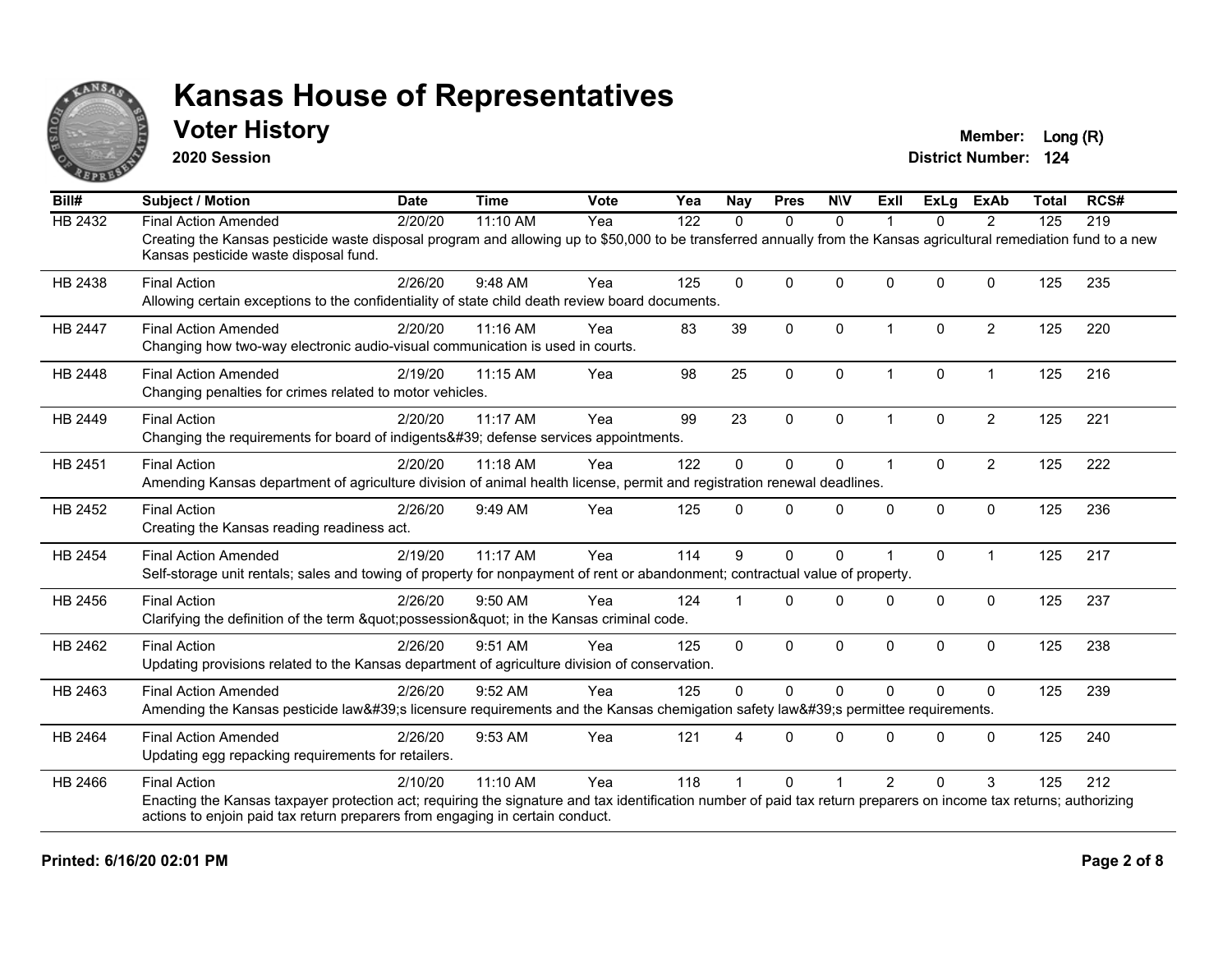# Kansas House of Representatives

## Voter History

**2020 Session**

**Member:** Long (R)
**District Number:** 124

| Bill# | Subject / Motion | Date | Time | Vote | Yea | Nay | Pres | N\V | ExII | ExLg | ExAb | Total | RCS# |
|---|---|---|---|---|---|---|---|---|---|---|---|---|---|
| HB 2432 | Final Action Amended | 2/20/20 | 11:10 AM | Yea | 122 | 0 | 0 | 0 | 1 | 0 | 2 | 125 | 219 |
| | Creating the Kansas pesticide waste disposal program and allowing up to $50,000 to be transferred annually from the Kansas agricultural remediation fund to a new Kansas pesticide waste disposal fund. | | | | | | | | | | | | |
| HB 2438 | Final Action | 2/26/20 | 9:48 AM | Yea | 125 | 0 | 0 | 0 | 0 | 0 | 0 | 125 | 235 |
| | Allowing certain exceptions to the confidentiality of state child death review board documents. | | | | | | | | | | | | |
| HB 2447 | Final Action Amended | 2/20/20 | 11:16 AM | Yea | 83 | 39 | 0 | 0 | 1 | 0 | 2 | 125 | 220 |
| | Changing how two-way electronic audio-visual communication is used in courts. | | | | | | | | | | | | |
| HB 2448 | Final Action Amended | 2/19/20 | 11:15 AM | Yea | 98 | 25 | 0 | 0 | 1 | 0 | 1 | 125 | 216 |
| | Changing penalties for crimes related to motor vehicles. | | | | | | | | | | | | |
| HB 2449 | Final Action | 2/20/20 | 11:17 AM | Yea | 99 | 23 | 0 | 0 | 1 | 0 | 2 | 125 | 221 |
| | Changing the requirements for board of indigents&#39; defense services appointments. | | | | | | | | | | | | |
| HB 2451 | Final Action | 2/20/20 | 11:18 AM | Yea | 122 | 0 | 0 | 0 | 1 | 0 | 2 | 125 | 222 |
| | Amending Kansas department of agriculture division of animal health license, permit and registration renewal deadlines. | | | | | | | | | | | | |
| HB 2452 | Final Action | 2/26/20 | 9:49 AM | Yea | 125 | 0 | 0 | 0 | 0 | 0 | 0 | 125 | 236 |
| | Creating the Kansas reading readiness act. | | | | | | | | | | | | |
| HB 2454 | Final Action Amended | 2/19/20 | 11:17 AM | Yea | 114 | 9 | 0 | 0 | 1 | 0 | 1 | 125 | 217 |
| | Self-storage unit rentals; sales and towing of property for nonpayment of rent or abandonment; contractual value of property. | | | | | | | | | | | | |
| HB 2456 | Final Action | 2/26/20 | 9:50 AM | Yea | 124 | 1 | 0 | 0 | 0 | 0 | 0 | 125 | 237 |
| | Clarifying the definition of the term &quot;possession&quot; in the Kansas criminal code. | | | | | | | | | | | | |
| HB 2462 | Final Action | 2/26/20 | 9:51 AM | Yea | 125 | 0 | 0 | 0 | 0 | 0 | 0 | 125 | 238 |
| | Updating provisions related to the Kansas department of agriculture division of conservation. | | | | | | | | | | | | |
| HB 2463 | Final Action Amended | 2/26/20 | 9:52 AM | Yea | 125 | 0 | 0 | 0 | 0 | 0 | 0 | 125 | 239 |
| | Amending the Kansas pesticide law&#39;s licensure requirements and the Kansas chemigation safety law&#39;s permittee requirements. | | | | | | | | | | | | |
| HB 2464 | Final Action Amended | 2/26/20 | 9:53 AM | Yea | 121 | 4 | 0 | 0 | 0 | 0 | 0 | 125 | 240 |
| | Updating egg repacking requirements for retailers. | | | | | | | | | | | | |
| HB 2466 | Final Action | 2/10/20 | 11:10 AM | Yea | 118 | 1 | 0 | 1 | 2 | 0 | 3 | 125 | 212 |
| | Enacting the Kansas taxpayer protection act; requiring the signature and tax identification number of paid tax return preparers on income tax returns; authorizing actions to enjoin paid tax return preparers from engaging in certain conduct. | | | | | | | | | | | | |

**Printed: 6/16/20 02:01 PM**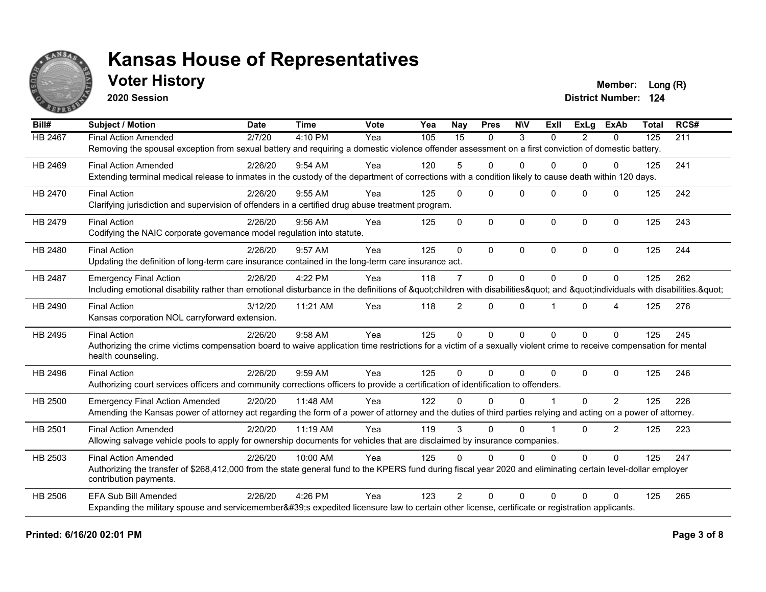# Kansas House of Representatives

## Voter History

**2020 Session**

**Member:** Long (R)
**District Number:** 124

| Bill# | Subject / Motion | Date | Time | Vote | Yea | Nay | Pres | N\V | ExII | ExLg | ExAb | Total | RCS# |
|---|---|---|---|---|---|---|---|---|---|---|---|---|---|
| HB 2467 | Final Action Amended | 2/7/20 | 4:10 PM | Yea | 105 | 15 | 0 | 3 | 0 | 2 | 0 | 125 | 211 |
| | Removing the spousal exception from sexual battery and requiring a domestic violence offender assessment on a first conviction of domestic battery. | | | | | | | | | | | | |
| HB 2469 | Final Action Amended | 2/26/20 | 9:54 AM | Yea | 120 | 5 | 0 | 0 | 0 | 0 | 0 | 125 | 241 |
| | Extending terminal medical release to inmates in the custody of the department of corrections with a condition likely to cause death within 120 days. | | | | | | | | | | | | |
| HB 2470 | Final Action | 2/26/20 | 9:55 AM | Yea | 125 | 0 | 0 | 0 | 0 | 0 | 0 | 125 | 242 |
| | Clarifying jurisdiction and supervision of offenders in a certified drug abuse treatment program. | | | | | | | | | | | | |
| HB 2479 | Final Action | 2/26/20 | 9:56 AM | Yea | 125 | 0 | 0 | 0 | 0 | 0 | 0 | 125 | 243 |
| | Codifying the NAIC corporate governance model regulation into statute. | | | | | | | | | | | | |
| HB 2480 | Final Action | 2/26/20 | 9:57 AM | Yea | 125 | 0 | 0 | 0 | 0 | 0 | 0 | 125 | 244 |
| | Updating the definition of long-term care insurance contained in the long-term care insurance act. | | | | | | | | | | | | |
| HB 2487 | Emergency Final Action | 2/26/20 | 4:22 PM | Yea | 118 | 7 | 0 | 0 | 0 | 0 | 0 | 125 | 262 |
| | Including emotional disability rather than emotional disturbance in the definitions of &quot;children with disabilities&quot; and &quot;individuals with disabilities.&quot; | | | | | | | | | | | | |
| HB 2490 | Final Action | 3/12/20 | 11:21 AM | Yea | 118 | 2 | 0 | 0 | 1 | 0 | 4 | 125 | 276 |
| | Kansas corporation NOL carryforward extension. | | | | | | | | | | | | |
| HB 2495 | Final Action | 2/26/20 | 9:58 AM | Yea | 125 | 0 | 0 | 0 | 0 | 0 | 0 | 125 | 245 |
| | Authorizing the crime victims compensation board to waive application time restrictions for a victim of a sexually violent crime to receive compensation for mental health counseling. | | | | | | | | | | | | |
| HB 2496 | Final Action | 2/26/20 | 9:59 AM | Yea | 125 | 0 | 0 | 0 | 0 | 0 | 0 | 125 | 246 |
| | Authorizing court services officers and community corrections officers to provide a certification of identification to offenders. | | | | | | | | | | | | |
| HB 2500 | Emergency Final Action Amended | 2/20/20 | 11:48 AM | Yea | 122 | 0 | 0 | 0 | 1 | 0 | 2 | 125 | 226 |
| | Amending the Kansas power of attorney act regarding the form of a power of attorney and the duties of third parties relying and acting on a power of attorney. | | | | | | | | | | | | |
| HB 2501 | Final Action Amended | 2/20/20 | 11:19 AM | Yea | 119 | 3 | 0 | 0 | 1 | 0 | 2 | 125 | 223 |
| | Allowing salvage vehicle pools to apply for ownership documents for vehicles that are disclaimed by insurance companies. | | | | | | | | | | | | |
| HB 2503 | Final Action Amended | 2/26/20 | 10:00 AM | Yea | 125 | 0 | 0 | 0 | 0 | 0 | 0 | 125 | 247 |
| | Authorizing the transfer of $268,412,000 from the state general fund to the KPERS fund during fiscal year 2020 and eliminating certain level-dollar employer contribution payments. | | | | | | | | | | | | |
| HB 2506 | EFA Sub Bill Amended | 2/26/20 | 4:26 PM | Yea | 123 | 2 | 0 | 0 | 0 | 0 | 0 | 125 | 265 |
| | Expanding the military spouse and servicemember&#39;s expedited licensure law to certain other license, certificate or registration applicants. | | | | | | | | | | | | |

**Printed: 6/16/20 02:01 PM**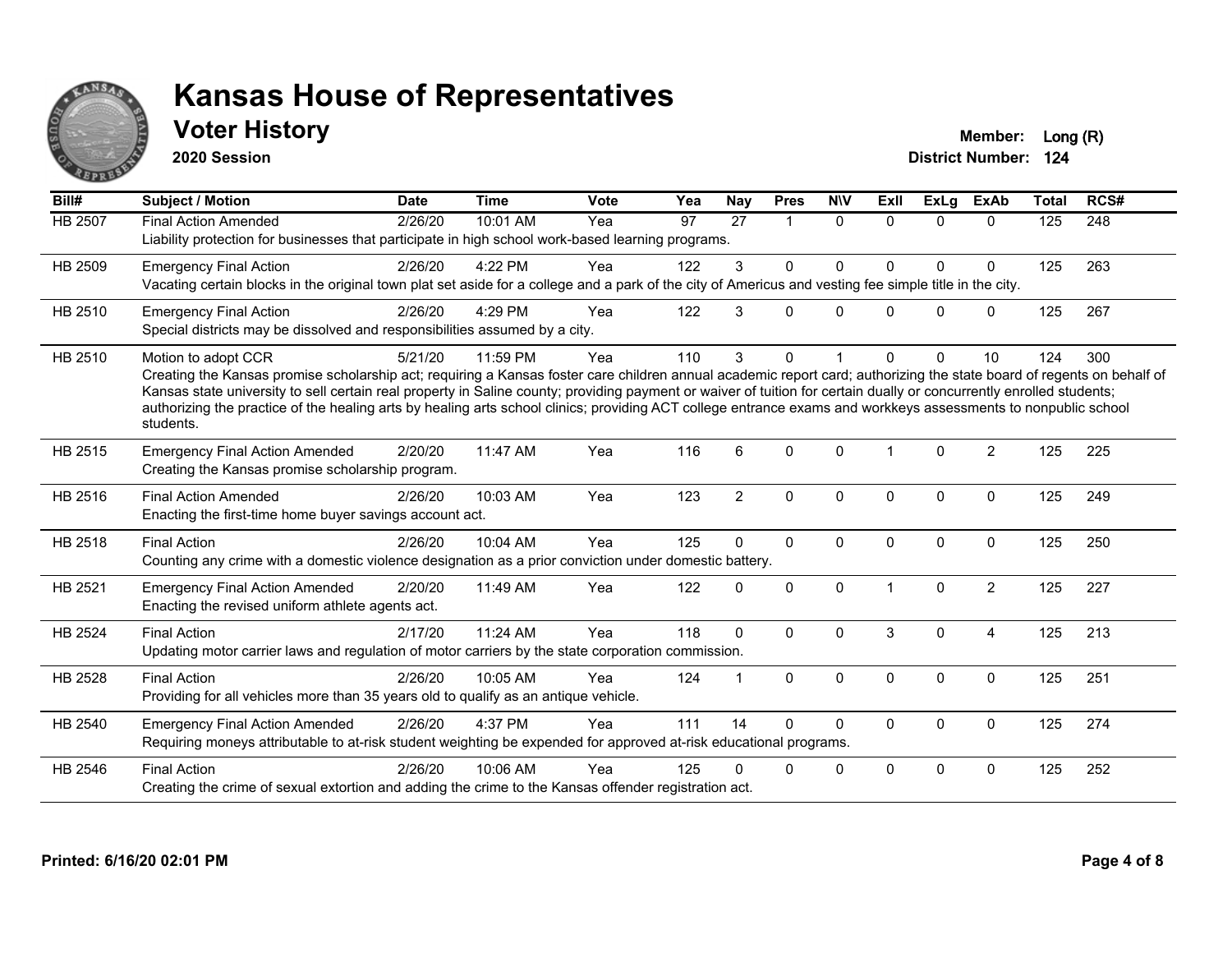# Kansas House of Representatives

## Voter History

**2020 Session**

**Member:** Long (R)
**District Number:** 124

| Bill# | Subject / Motion | Date | Time | Vote | Yea | Nay | Pres | N\V | ExII | ExLg | ExAb | Total | RCS# |
|---|---|---|---|---|---|---|---|---|---|---|---|---|---|
| HB 2507 | Final Action Amended | 2/26/20 | 10:01 AM | Yea | 97 | 27 | 1 | 0 | 0 | 0 | 0 | 125 | 248 |
| | Liability protection for businesses that participate in high school work-based learning programs. | | | | | | | | | | | | |
| HB 2509 | Emergency Final Action | 2/26/20 | 4:22 PM | Yea | 122 | 3 | 0 | 0 | 0 | 0 | 0 | 125 | 263 |
| | Vacating certain blocks in the original town plat set aside for a college and a park of the city of Americus and vesting fee simple title in the city. | | | | | | | | | | | | |
| HB 2510 | Emergency Final Action | 2/26/20 | 4:29 PM | Yea | 122 | 3 | 0 | 0 | 0 | 0 | 0 | 125 | 267 |
| | Special districts may be dissolved and responsibilities assumed by a city. | | | | | | | | | | | | |
| HB 2510 | Motion to adopt CCR | 5/21/20 | 11:59 PM | Yea | 110 | 3 | 0 | 1 | 0 | 0 | 10 | 124 | 300 |
| | Creating the Kansas promise scholarship act; requiring a Kansas foster care children annual academic report card; authorizing the state board of regents on behalf of Kansas state university to sell certain real property in Saline county; providing payment or waiver of tuition for certain dually or concurrently enrolled students; authorizing the practice of the healing arts by healing arts school clinics; providing ACT college entrance exams and workkeys assessments to nonpublic school students. | | | | | | | | | | | | |
| HB 2515 | Emergency Final Action Amended | 2/20/20 | 11:47 AM | Yea | 116 | 6 | 0 | 0 | 1 | 0 | 2 | 125 | 225 |
| | Creating the Kansas promise scholarship program. | | | | | | | | | | | | |
| HB 2516 | Final Action Amended | 2/26/20 | 10:03 AM | Yea | 123 | 2 | 0 | 0 | 0 | 0 | 0 | 125 | 249 |
| | Enacting the first-time home buyer savings account act. | | | | | | | | | | | | |
| HB 2518 | Final Action | 2/26/20 | 10:04 AM | Yea | 125 | 0 | 0 | 0 | 0 | 0 | 0 | 125 | 250 |
| | Counting any crime with a domestic violence designation as a prior conviction under domestic battery. | | | | | | | | | | | | |
| HB 2521 | Emergency Final Action Amended | 2/20/20 | 11:49 AM | Yea | 122 | 0 | 0 | 0 | 1 | 0 | 2 | 125 | 227 |
| | Enacting the revised uniform athlete agents act. | | | | | | | | | | | | |
| HB 2524 | Final Action | 2/17/20 | 11:24 AM | Yea | 118 | 0 | 0 | 0 | 3 | 0 | 4 | 125 | 213 |
| | Updating motor carrier laws and regulation of motor carriers by the state corporation commission. | | | | | | | | | | | | |
| HB 2528 | Final Action | 2/26/20 | 10:05 AM | Yea | 124 | 1 | 0 | 0 | 0 | 0 | 0 | 125 | 251 |
| | Providing for all vehicles more than 35 years old to qualify as an antique vehicle. | | | | | | | | | | | | |
| HB 2540 | Emergency Final Action Amended | 2/26/20 | 4:37 PM | Yea | 111 | 14 | 0 | 0 | 0 | 0 | 0 | 125 | 274 |
| | Requiring moneys attributable to at-risk student weighting be expended for approved at-risk educational programs. | | | | | | | | | | | | |
| HB 2546 | Final Action | 2/26/20 | 10:06 AM | Yea | 125 | 0 | 0 | 0 | 0 | 0 | 0 | 125 | 252 |
| | Creating the crime of sexual extortion and adding the crime to the Kansas offender registration act. | | | | | | | | | | | | |

**Printed: 6/16/20 02:01 PM**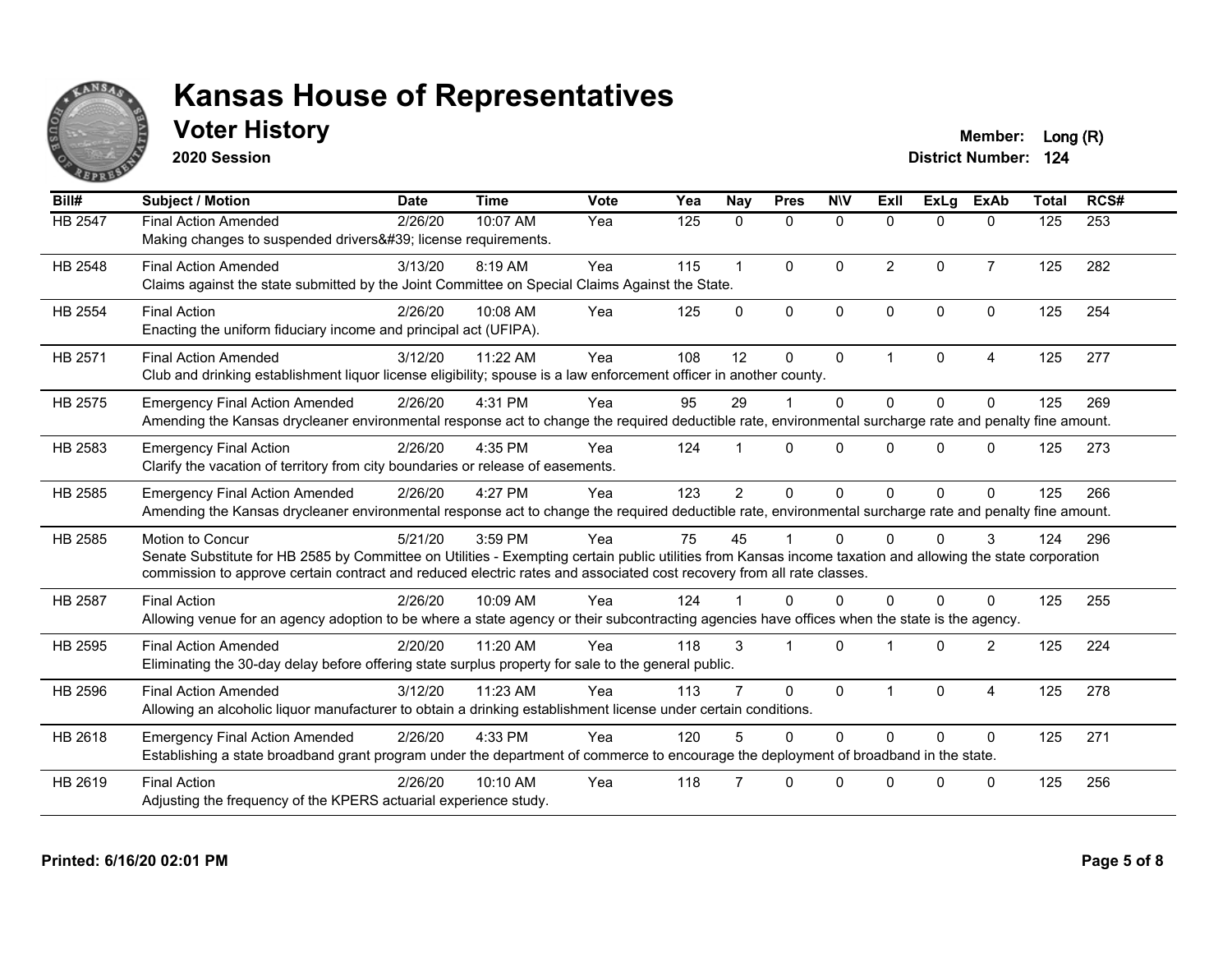# Kansas House of Representatives

## Voter History

**2020 Session**

**Member:** Long (R)
**District Number:** 124

| Bill# | Subject / Motion | Date | Time | Vote | Yea | Nay | Pres | N\V | ExII | ExLg | ExAb | Total | RCS# |
|---|---|---|---|---|---|---|---|---|---|---|---|---|---|
| HB 2547 | Final Action Amended<br>Making changes to suspended drivers&#39; license requirements. | 2/26/20 | 10:07 AM | Yea | 125 | 0 | 0 | 0 | 0 | 0 | 0 | 125 | 253 |
| HB 2548 | Final Action Amended<br>Claims against the state submitted by the Joint Committee on Special Claims Against the State. | 3/13/20 | 8:19 AM | Yea | 115 | 1 | 0 | 0 | 2 | 0 | 7 | 125 | 282 |
| HB 2554 | Final Action<br>Enacting the uniform fiduciary income and principal act (UFIPA). | 2/26/20 | 10:08 AM | Yea | 125 | 0 | 0 | 0 | 0 | 0 | 0 | 125 | 254 |
| HB 2571 | Final Action Amended<br>Club and drinking establishment liquor license eligibility; spouse is a law enforcement officer in another county. | 3/12/20 | 11:22 AM | Yea | 108 | 12 | 0 | 0 | 1 | 0 | 4 | 125 | 277 |
| HB 2575 | Emergency Final Action Amended<br>Amending the Kansas drycleaner environmental response act to change the required deductible rate, environmental surcharge rate and penalty fine amount. | 2/26/20 | 4:31 PM | Yea | 95 | 29 | 1 | 0 | 0 | 0 | 0 | 125 | 269 |
| HB 2583 | Emergency Final Action<br>Clarify the vacation of territory from city boundaries or release of easements. | 2/26/20 | 4:35 PM | Yea | 124 | 1 | 0 | 0 | 0 | 0 | 0 | 125 | 273 |
| HB 2585 | Emergency Final Action Amended<br>Amending the Kansas drycleaner environmental response act to change the required deductible rate, environmental surcharge rate and penalty fine amount. | 2/26/20 | 4:27 PM | Yea | 123 | 2 | 0 | 0 | 0 | 0 | 0 | 125 | 266 |
| HB 2585 | Motion to Concur<br>Senate Substitute for HB 2585 by Committee on Utilities - Exempting certain public utilities from Kansas income taxation and allowing the state corporation commission to approve certain contract and reduced electric rates and associated cost recovery from all rate classes. | 5/21/20 | 3:59 PM | Yea | 75 | 45 | 1 | 0 | 0 | 0 | 3 | 124 | 296 |
| HB 2587 | Final Action<br>Allowing venue for an agency adoption to be where a state agency or their subcontracting agencies have offices when the state is the agency. | 2/26/20 | 10:09 AM | Yea | 124 | 1 | 0 | 0 | 0 | 0 | 0 | 125 | 255 |
| HB 2595 | Final Action Amended<br>Eliminating the 30-day delay before offering state surplus property for sale to the general public. | 2/20/20 | 11:20 AM | Yea | 118 | 3 | 1 | 0 | 1 | 0 | 2 | 125 | 224 |
| HB 2596 | Final Action Amended<br>Allowing an alcoholic liquor manufacturer to obtain a drinking establishment license under certain conditions. | 3/12/20 | 11:23 AM | Yea | 113 | 7 | 0 | 0 | 1 | 0 | 4 | 125 | 278 |
| HB 2618 | Emergency Final Action Amended<br>Establishing a state broadband grant program under the department of commerce to encourage the deployment of broadband in the state. | 2/26/20 | 4:33 PM | Yea | 120 | 5 | 0 | 0 | 0 | 0 | 0 | 125 | 271 |
| HB 2619 | Final Action<br>Adjusting the frequency of the KPERS actuarial experience study. | 2/26/20 | 10:10 AM | Yea | 118 | 7 | 0 | 0 | 0 | 0 | 0 | 125 | 256 |

**Printed: 6/16/20 02:01 PM**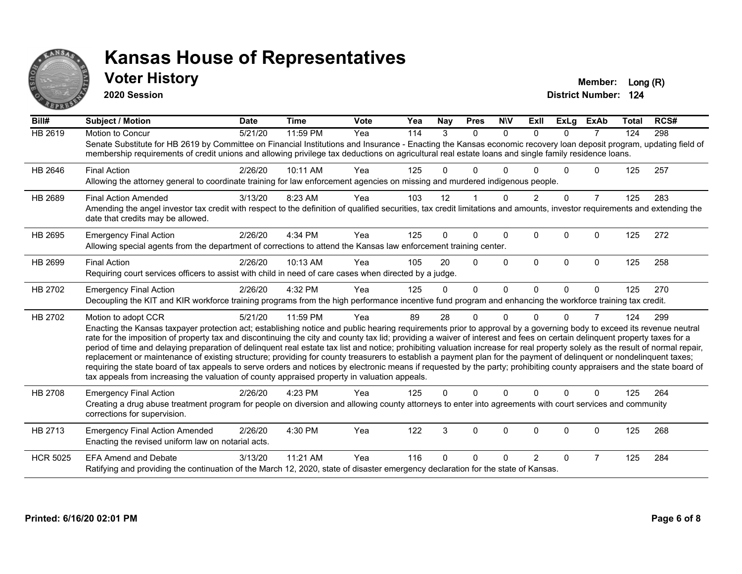# Kansas House of Representatives

## Voter History

**2020 Session**

**Member:** Long (R)
**District Number:** 124

| Bill# | Subject / Motion | Date | Time | Vote | Yea | Nay | Pres | N\V | ExII | ExLg | ExAb | Total | RCS# |
|---|---|---|---|---|---|---|---|---|---|---|---|---|---|
| HB 2619 | Motion to Concur | 5/21/20 | 11:59 PM | Yea | 114 | 3 | 0 | 0 | 0 | 0 | 7 | 124 | 298 |
| | Senate Substitute for HB 2619 by Committee on Financial Institutions and Insurance - Enacting the Kansas economic recovery loan deposit program, updating field of membership requirements of credit unions and allowing privilege tax deductions on agricultural real estate loans and single family residence loans. | | | | | | | | | | | | |
| HB 2646 | Final Action | 2/26/20 | 10:11 AM | Yea | 125 | 0 | 0 | 0 | 0 | 0 | 0 | 125 | 257 |
| | Allowing the attorney general to coordinate training for law enforcement agencies on missing and murdered indigenous people. | | | | | | | | | | | | |
| HB 2689 | Final Action Amended | 3/13/20 | 8:23 AM | Yea | 103 | 12 | 1 | 0 | 2 | 0 | 7 | 125 | 283 |
| | Amending the angel investor tax credit with respect to the definition of qualified securities, tax credit limitations and amounts, investor requirements and extending the date that credits may be allowed. | | | | | | | | | | | | |
| HB 2695 | Emergency Final Action | 2/26/20 | 4:34 PM | Yea | 125 | 0 | 0 | 0 | 0 | 0 | 0 | 125 | 272 |
| | Allowing special agents from the department of corrections to attend the Kansas law enforcement training center. | | | | | | | | | | | | |
| HB 2699 | Final Action | 2/26/20 | 10:13 AM | Yea | 105 | 20 | 0 | 0 | 0 | 0 | 0 | 125 | 258 |
| | Requiring court services officers to assist with child in need of care cases when directed by a judge. | | | | | | | | | | | | |
| HB 2702 | Emergency Final Action | 2/26/20 | 4:32 PM | Yea | 125 | 0 | 0 | 0 | 0 | 0 | 0 | 125 | 270 |
| | Decoupling the KIT and KIR workforce training programs from the high performance incentive fund program and enhancing the workforce training tax credit. | | | | | | | | | | | | |
| HB 2702 | Motion to adopt CCR | 5/21/20 | 11:59 PM | Yea | 89 | 28 | 0 | 0 | 0 | 0 | 7 | 124 | 299 |
| | Enacting the Kansas taxpayer protection act; establishing notice and public hearing requirements prior to approval by a governing body to exceed its revenue neutral rate for the imposition of property tax and discontinuing the city and county tax lid; providing a waiver of interest and fees on certain delinquent property taxes for a period of time and delaying preparation of delinquent real estate tax list and notice; prohibiting valuation increase for real property solely as the result of normal repair, replacement or maintenance of existing structure; providing for county treasurers to establish a payment plan for the payment of delinquent or nondelinquent taxes; requiring the state board of tax appeals to serve orders and notices by electronic means if requested by the party; prohibiting county appraisers and the state board of tax appeals from increasing the valuation of county appraised property in valuation appeals. | | | | | | | | | | | | |
| HB 2708 | Emergency Final Action | 2/26/20 | 4:23 PM | Yea | 125 | 0 | 0 | 0 | 0 | 0 | 0 | 125 | 264 |
| | Creating a drug abuse treatment program for people on diversion and allowing county attorneys to enter into agreements with court services and community corrections for supervision. | | | | | | | | | | | | |
| HB 2713 | Emergency Final Action Amended | 2/26/20 | 4:30 PM | Yea | 122 | 3 | 0 | 0 | 0 | 0 | 0 | 125 | 268 |
| | Enacting the revised uniform law on notarial acts. | | | | | | | | | | | | |
| HCR 5025 | EFA Amend and Debate | 3/13/20 | 11:21 AM | Yea | 116 | 0 | 0 | 0 | 2 | 0 | 7 | 125 | 284 |
| | Ratifying and providing the continuation of the March 12, 2020, state of disaster emergency declaration for the state of Kansas. | | | | | | | | | | | | |

**Printed: 6/16/20 02:01 PM**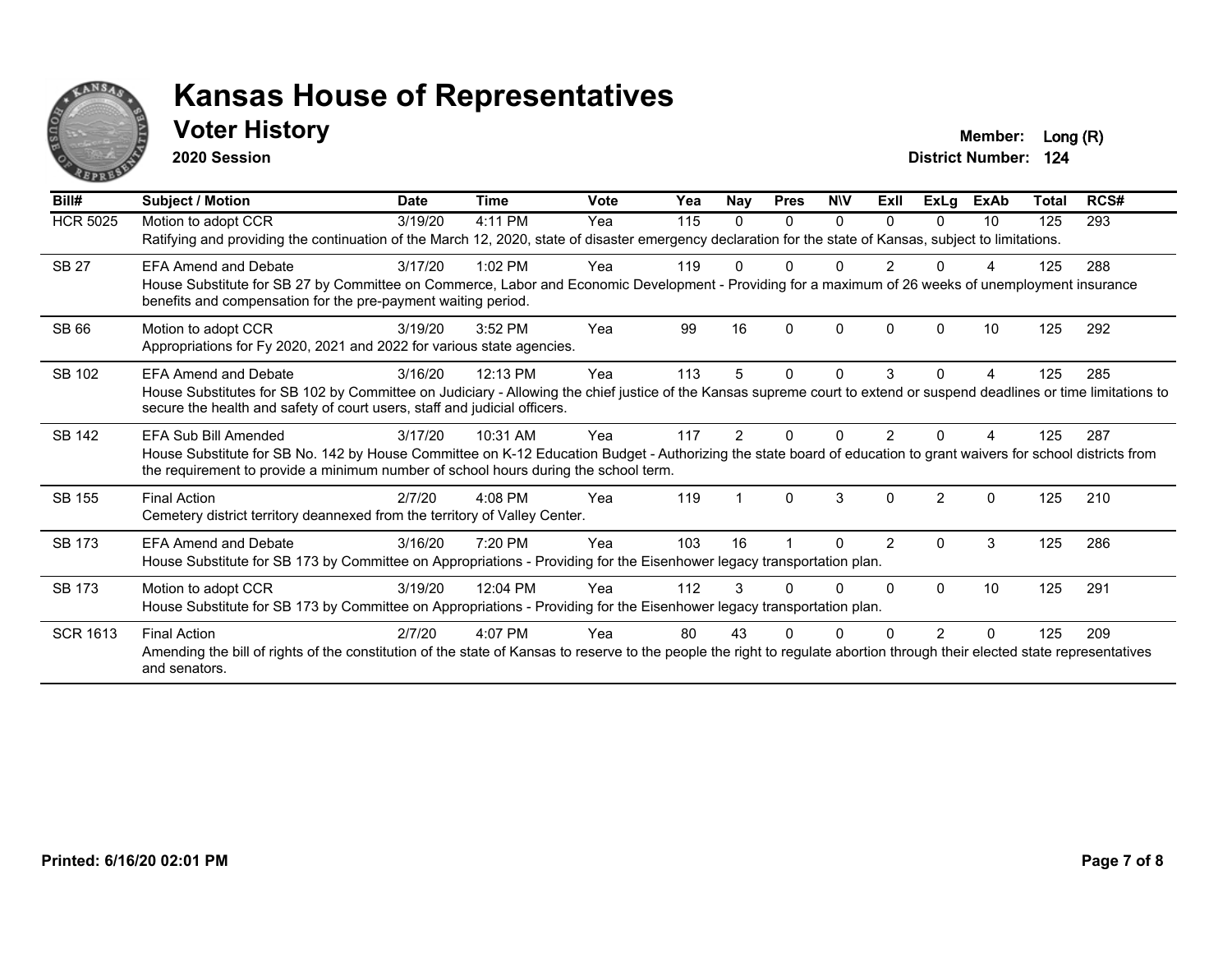# Kansas House of Representatives

## Voter History

**2020 Session**

**Member:** Long (R)
**District Number:** 124

| Bill# | Subject / Motion | Date | Time | Vote | Yea | Nay | Pres | N\V | ExII | ExLg | ExAb | Total | RCS# |
|---|---|---|---|---|---|---|---|---|---|---|---|---|---|
| HCR 5025 | Motion to adopt CCR | 3/19/20 | 4:11 PM | Yea | 115 | 0 | 0 | 0 | 0 | 0 | 10 | 125 | 293 |
| | Ratifying and providing the continuation of the March 12, 2020, state of disaster emergency declaration for the state of Kansas, subject to limitations. | | | | | | | | | | | | |
| SB 27 | EFA Amend and Debate | 3/17/20 | 1:02 PM | Yea | 119 | 0 | 0 | 0 | 2 | 0 | 4 | 125 | 288 |
| | House Substitute for SB 27 by Committee on Commerce, Labor and Economic Development - Providing for a maximum of 26 weeks of unemployment insurance benefits and compensation for the pre-payment waiting period. | | | | | | | | | | | | |
| SB 66 | Motion to adopt CCR | 3/19/20 | 3:52 PM | Yea | 99 | 16 | 0 | 0 | 0 | 0 | 10 | 125 | 292 |
| | Appropriations for Fy 2020, 2021 and 2022 for various state agencies. | | | | | | | | | | | | |
| SB 102 | EFA Amend and Debate | 3/16/20 | 12:13 PM | Yea | 113 | 5 | 0 | 0 | 3 | 0 | 4 | 125 | 285 |
| | House Substitutes for SB 102 by Committee on Judiciary - Allowing the chief justice of the Kansas supreme court to extend or suspend deadlines or time limitations to secure the health and safety of court users, staff and judicial officers. | | | | | | | | | | | | |
| SB 142 | EFA Sub Bill Amended | 3/17/20 | 10:31 AM | Yea | 117 | 2 | 0 | 0 | 2 | 0 | 4 | 125 | 287 |
| | House Substitute for SB No. 142 by House Committee on K-12 Education Budget - Authorizing the state board of education to grant waivers for school districts from the requirement to provide a minimum number of school hours during the school term. | | | | | | | | | | | | |
| SB 155 | Final Action | 2/7/20 | 4:08 PM | Yea | 119 | 1 | 0 | 3 | 0 | 2 | 0 | 125 | 210 |
| | Cemetery district territory deannexed from the territory of Valley Center. | | | | | | | | | | | | |
| SB 173 | EFA Amend and Debate | 3/16/20 | 7:20 PM | Yea | 103 | 16 | 1 | 0 | 2 | 0 | 3 | 125 | 286 |
| | House Substitute for SB 173 by Committee on Appropriations - Providing for the Eisenhower legacy transportation plan. | | | | | | | | | | | | |
| SB 173 | Motion to adopt CCR | 3/19/20 | 12:04 PM | Yea | 112 | 3 | 0 | 0 | 0 | 0 | 10 | 125 | 291 |
| | House Substitute for SB 173 by Committee on Appropriations - Providing for the Eisenhower legacy transportation plan. | | | | | | | | | | | | |
| SCR 1613 | Final Action | 2/7/20 | 4:07 PM | Yea | 80 | 43 | 0 | 0 | 0 | 2 | 0 | 125 | 209 |
| | Amending the bill of rights of the constitution of the state of Kansas to reserve to the people the right to regulate abortion through their elected state representatives and senators. | | | | | | | | | | | | |

Printed: 6/16/20 02:01 PM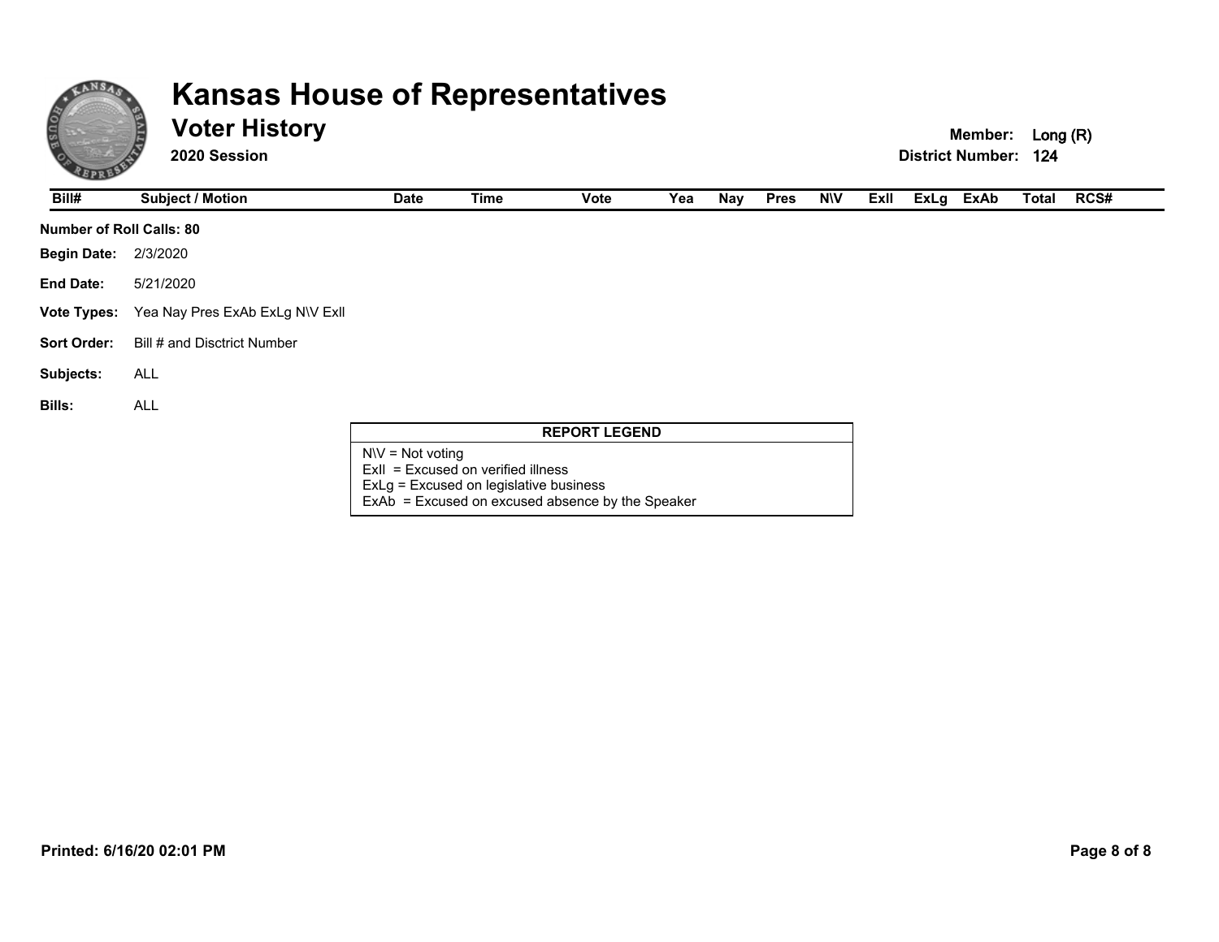# Kansas House of Representatives

## Voter History

**2020 Session**

**Member:** Long (R)
**District Number:** 124

| Bill# | Subject / Motion | Date | Time | Vote | Yea | Nay | Pres | N\V | ExII | ExLg | ExAb | Total | RCS# |
|---|---|---|---|---|---|---|---|---|---|---|---|---|---|

**Number of Roll Calls: 80**

**Begin Date:** 2/3/2020

**End Date:** 5/21/2020

**Vote Types:** Yea Nay Pres ExAb ExLg N\V ExII

**Sort Order:** Bill # and Disctrict Number

**Subjects:** ALL

**Bills:** ALL

| REPORT LEGEND |
|---|
| N\V = Not voting |
| ExII = Excused on verified illness |
| ExLg = Excused on legislative business |
| ExAb = Excused on excused absence by the Speaker |

Printed: 6/16/20 02:01 PM